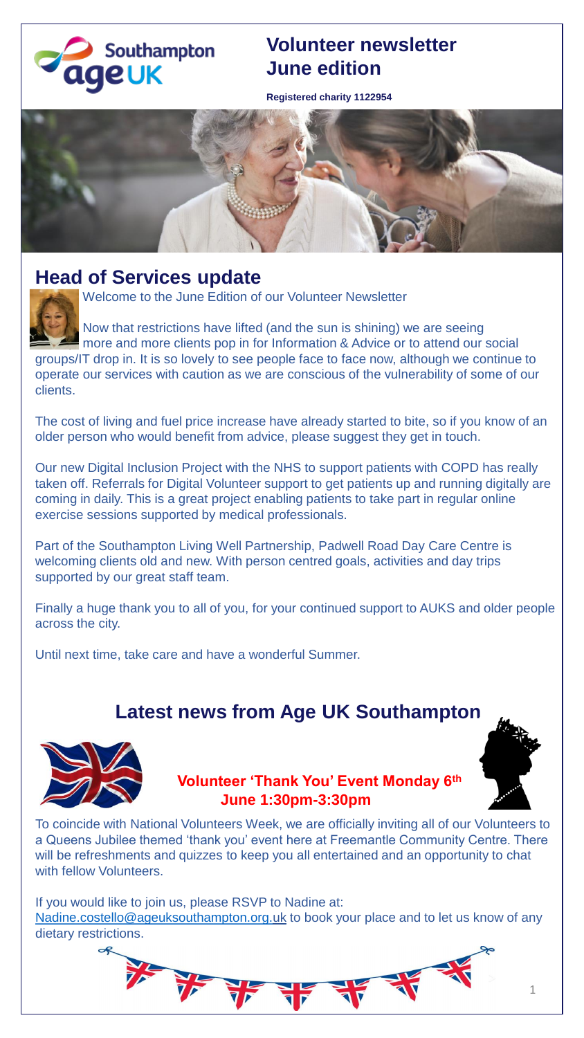# Volunteer newsletter June edition

**Registered charity 1122954**

## Head of Services update

Welcome to the June Edition of our Volunteer Newsletter

Now that restrictions have lifted (and the sun is shining) we are seeing more and more clients pop in for Information & Advice or to attend our social groups/IT drop in. It is so lovely to see people face to face now, although we continue to operate our services with caution as we are conscious of the vulnerability of some of our clients.

The cost of living and fuel price increase have already started to bite, so if you know of an older person who would benefit from advice, please suggest they get in touch.

Our new Digital Inclusion Project with the NHS to support patients with COPD has really taken off. Referrals for Digital Volunteer support to get patients up and running digitally are coming in daily. This is a great project enabling patients to take part in regular online exercise sessions supported by medical professionals.

Part of the Southampton Living Well Partnership, Padwell Road Day Care Centre is welcoming clients old and new. With person centred goals, activities and day trips supported by our great staff team.

Finally a huge thank you to all of you, for your continued support to AUKS and older people across the city.

Until next time, take care and have a wonderful Summer.

## Latest news from Age UK Southampton

### Volunteer 'Thank You' Event Monday 6th June 1:30pm-3:30pm

To coincide with National Volunteers Week, we are officially inviting all of our Volunteers to a Queens Jubilee themed 'thank you' event here at Freemantle Community Centre. There will be refreshments and quizzes to keep you all entertained and an opportunity to chat with fellow Volunteers.

If you would like to join us, please RSVP to Nadine at: Nadine.costello@ageuksouthampton.org.uk to book your place and to let us know of any dietary restrictions.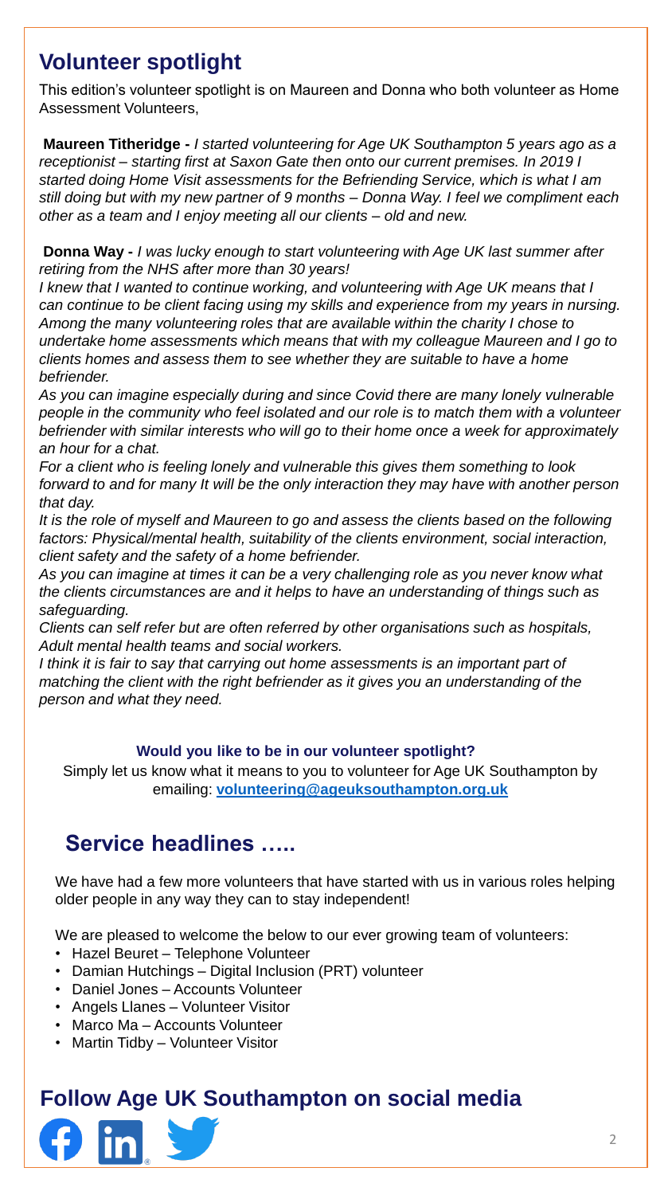## Volunteer spotlight

This edition's volunteer spotlight is on Maureen and Donna who both volunteer as Home Assessment Volunteers,

**Maureen Titheridge -** *I started volunteering for Age UK Southampton 5 years ago as a receptionist – starting first at Saxon Gate then onto our current premises. In 2019 I started doing Home Visit assessments for the Befriending Service, which is what I am still doing but with my new partner of 9 months – Donna Way. I feel we compliment each other as a team and I enjoy meeting all our clients – old and new.*

**Donna Way -** *I was lucky enough to start volunteering with Age UK last summer after retiring from the NHS after more than 30 years!*

*I knew that I wanted to continue working, and volunteering with Age UK means that I can continue to be client facing using my skills and experience from my years in nursing. Among the many volunteering roles that are available within the charity I chose to undertake home assessments which means that with my colleague Maureen and I go to clients homes and assess them to see whether they are suitable to have a home befriender.*

*As you can imagine especially during and since Covid there are many lonely vulnerable people in the community who feel isolated and our role is to match them with a volunteer befriender with similar interests who will go to their home once a week for approximately an hour for a chat.*

*For a client who is feeling lonely and vulnerable this gives them something to look forward to and for many It will be the only interaction they may have with another person that day.*

*It is the role of myself and Maureen to go and assess the clients based on the following factors: Physical/mental health, suitability of the clients environment, social interaction, client safety and the safety of a home befriender.*

*As you can imagine at times it can be a very challenging role as you never know what the clients circumstances are and it helps to have an understanding of things such as safeguarding.*

*Clients can self refer but are often referred by other organisations such as hospitals, Adult mental health teams and social workers.*

*I think it is fair to say that carrying out home assessments is an important part of matching the client with the right befriender as it gives you an understanding of the person and what they need.*

**Would you like to be in our volunteer spotlight?**

Simply let us know what it means to you to volunteer for Age UK Southampton by emailing: **volunteering@ageuksouthampton.org.uk**

## Service headlines …..

We have had a few more volunteers that have started with us in various roles helping older people in any way they can to stay independent!

We are pleased to welcome the below to our ever growing team of volunteers:

- Hazel Beuret – Telephone Volunteer
- Damian Hutchings – Digital Inclusion (PRT) volunteer
- Daniel Jones – Accounts Volunteer
- Angels Llanes – Volunteer Visitor
- Marco Ma – Accounts Volunteer
- Martin Tidby – Volunteer Visitor

## Follow Age UK Southampton on social media